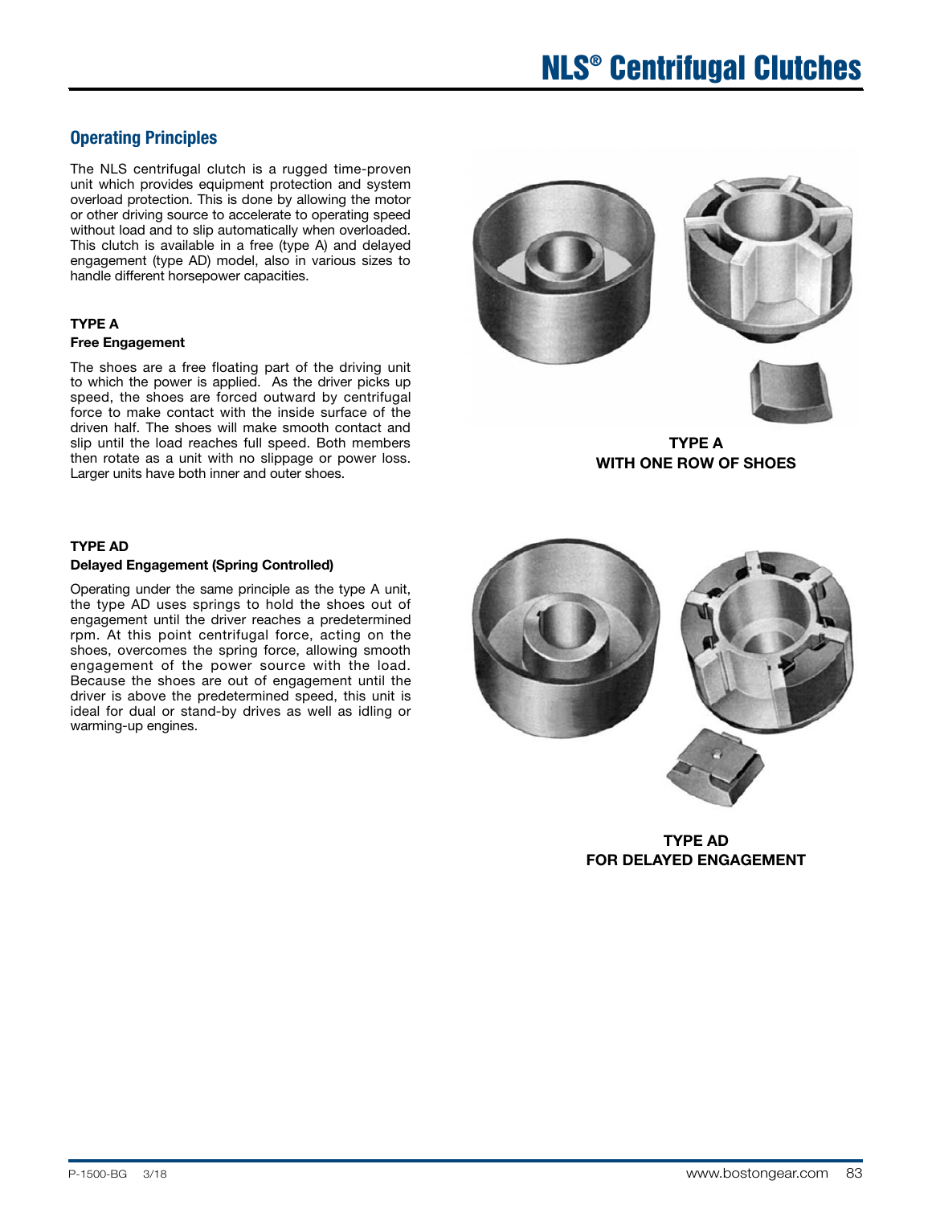# NLS® Centrifugal Clutches

## Operating Principles

The NLS centrifugal clutch is a rugged time-proven unit which provides equipment protection and system overload protection. This is done by allowing the motor or other driving source to accelerate to operating speed without load and to slip automatically when overloaded. This clutch is available in a free (type A) and delayed engagement (type AD) model, also in various sizes to handle different horsepower capacities.

### TYPE A

**Free Engagement**

The shoes are a free floating part of the driving unit to which the power is applied. As the driver picks up speed, the shoes are forced outward by centrifugal force to make contact with the inside surface of the driven half. The shoes will make smooth contact and slip until the load reaches full speed. Both members then rotate as a unit with no slippage or power loss. Larger units have both inner and outer shoes.

**TYPE A WITH ONE ROW OF SHOES**

### TYPE AD

**Delayed Engagement (Spring Controlled)**

Operating under the same principle as the type A unit, the type AD uses springs to hold the shoes out of engagement until the driver reaches a predetermined rpm. At this point centrifugal force, acting on the shoes, overcomes the spring force, allowing smooth engagement of the power source with the load. Because the shoes are out of engagement until the driver is above the predetermined speed, this unit is ideal for dual or stand-by drives as well as idling or warming-up engines.

**TYPE AD FOR DELAYED ENGAGEMENT**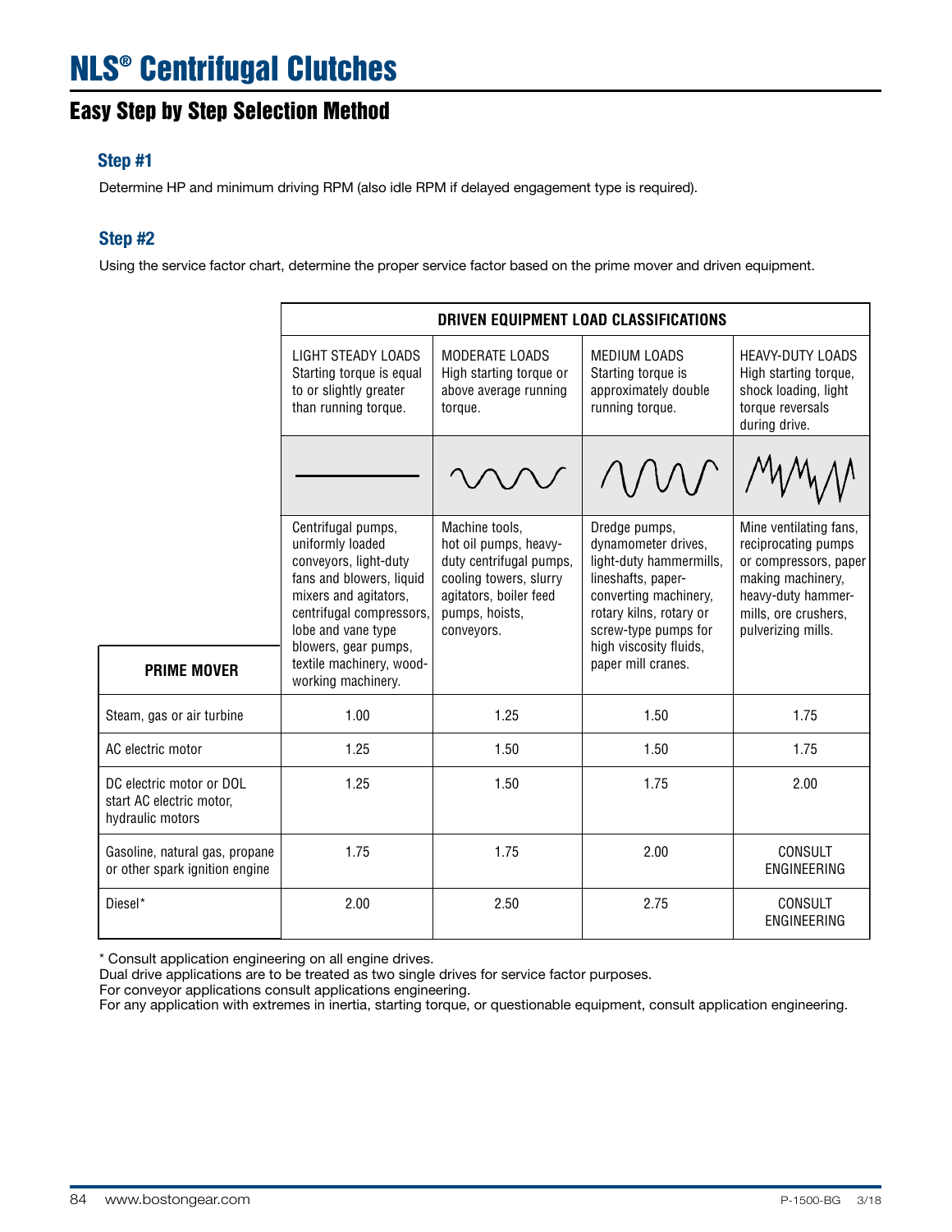# NLS® Centrifugal Clutches

## Easy Step by Step Selection Method

### Step #1

Determine HP and minimum driving RPM (also idle RPM if delayed engagement type is required).

### Step #2

Using the service factor chart, determine the proper service factor based on the prime mover and driven equipment.

| | DRIVEN EQUIPMENT LOAD CLASSIFICATIONS | | | |
|---|---|---|---|---|
| | LIGHT STEADY LOADS Starting torque is equal to or slightly greater than running torque. | MODERATE LOADS High starting torque or above average running torque. | MEDIUM LOADS Starting torque is approximately double running torque. | HEAVY-DUTY LOADS High starting torque, shock loading, light torque reversals during drive. |
| **PRIME MOVER** | Centrifugal pumps, uniformly loaded conveyors, light-duty fans and blowers, liquid mixers and agitators, centrifugal compressors, lobe and vane type blowers, gear pumps, textile machinery, wood-working machinery. | Machine tools, hot oil pumps, heavy-duty centrifugal pumps, cooling towers, slurry agitators, boiler feed pumps, hoists, conveyors. | Dredge pumps, dynamometer drives, light-duty hammermills, lineshafts, paper-converting machinery, rotary kilns, rotary or screw-type pumps for high viscosity fluids, paper mill cranes. | Mine ventilating fans, reciprocating pumps or compressors, paper making machinery, heavy-duty hammer-mills, ore crushers, pulverizing mills. |
| Steam, gas or air turbine | 1.00 | 1.25 | 1.50 | 1.75 |
| AC electric motor | 1.25 | 1.50 | 1.50 | 1.75 |
| DC electric motor or DOL start AC electric motor, hydraulic motors | 1.25 | 1.50 | 1.75 | 2.00 |
| Gasoline, natural gas, propane or other spark ignition engine | 1.75 | 1.75 | 2.00 | CONSULT ENGINEERING |
| Diesel* | 2.00 | 2.50 | 2.75 | CONSULT ENGINEERING |

* Consult application engineering on all engine drives.
Dual drive applications are to be treated as two single drives for service factor purposes.
For conveyor applications consult applications engineering.
For any application with extremes in inertia, starting torque, or questionable equipment, consult application engineering.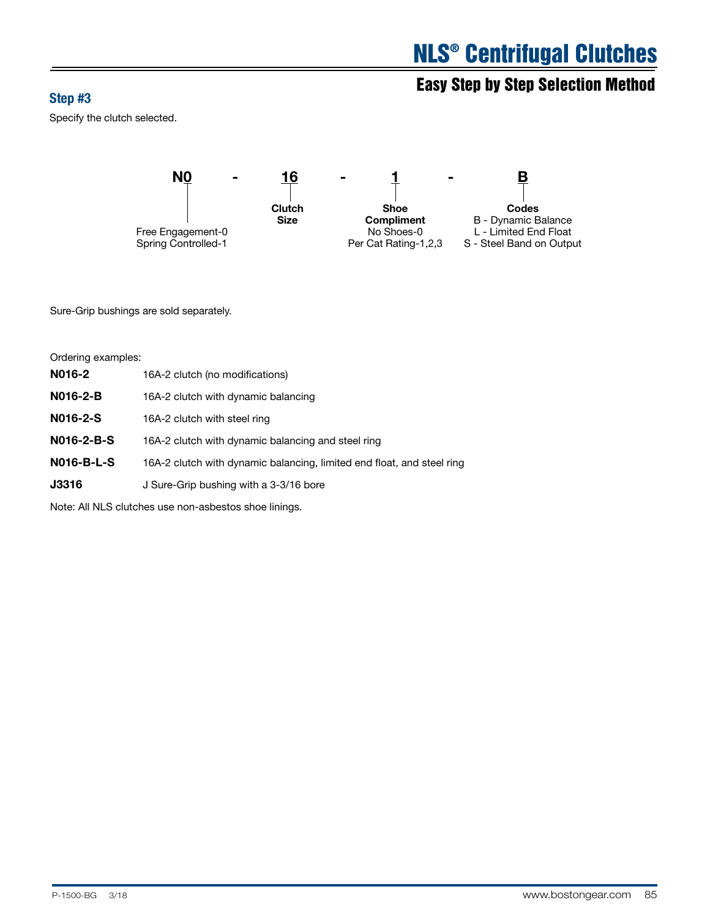# NLS® Centrifugal Clutches

## Easy Step by Step Selection Method

### Step #3

Specify the clutch selected.

| N0 | - | 16 | - | 1 | - | B |
|---|---|---|---|---|---|---|
| Free Engagement-0<br>Spring Controlled-1 | | **Clutch Size** | | **Shoe Compliment**<br>No Shoes-0<br>Per Cat Rating-1,2,3 | | **Codes**<br>B - Dynamic Balance<br>L - Limited End Float<br>S - Steel Band on Output |

Sure-Grip bushings are sold separately.

Ordering examples:

| | |
|---|---|
| **N016-2** | 16A-2 clutch (no modifications) |
| **N016-2-B** | 16A-2 clutch with dynamic balancing |
| **N016-2-S** | 16A-2 clutch with steel ring |
| **N016-2-B-S** | 16A-2 clutch with dynamic balancing and steel ring |
| **N016-B-L-S** | 16A-2 clutch with dynamic balancing, limited end float, and steel ring |
| **J3316** | J Sure-Grip bushing with a 3-3/16 bore |

Note: All NLS clutches use non-asbestos shoe linings.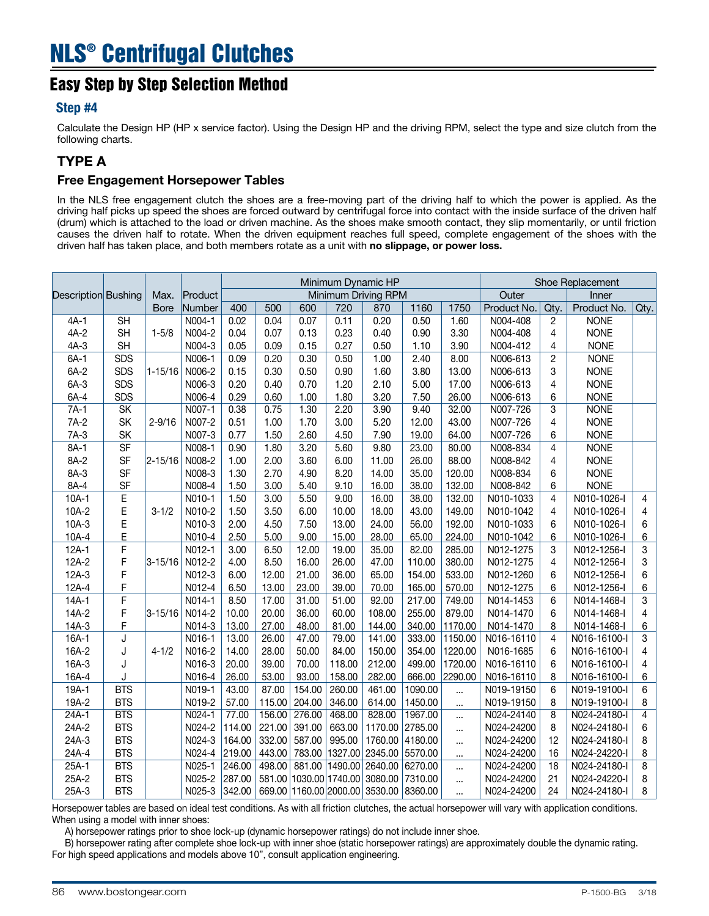# NLS® Centrifugal Clutches

## Easy Step by Step Selection Method

### Step #4

Calculate the Design HP (HP x service factor). Using the Design HP and the driving RPM, select the type and size clutch from the following charts.

## TYPE A

### Free Engagement Horsepower Tables

In the NLS free engagement clutch the shoes are a free-moving part of the driving half to which the power is applied. As the driving half picks up speed the shoes are forced outward by centrifugal force into contact with the inside surface of the driven half (drum) which is attached to the load or driven machine. As the shoes make smooth contact, they slip momentarily, or until friction causes the driven half to rotate. When the driven equipment reaches full speed, complete engagement of the shoes with the driven half has taken place, and both members rotate as a unit with **no slippage, or power loss.**

| Description | Bushing | Max. | Product | Minimum Dynamic HP | | | | | | | Shoe Replacement | | | |
|---|---|---|---|---|---|---|---|---|---|---|---|---|---|---|
| | | | | Minimum Driving RPM | | | | | | | Outer | | Inner | |
| | | Bore | Number | 400 | 500 | 600 | 720 | 870 | 1160 | 1750 | Product No. | Qty. | Product No. | Qty. |
| 4A-1 | SH | | N004-1 | 0.02 | 0.04 | 0.07 | 0.11 | 0.20 | 0.50 | 1.60 | N004-408 | 2 | NONE | |
| 4A-2 | SH | 1-5/8 | N004-2 | 0.04 | 0.07 | 0.13 | 0.23 | 0.40 | 0.90 | 3.30 | N004-408 | 4 | NONE | |
| 4A-3 | SH | | N004-3 | 0.05 | 0.09 | 0.15 | 0.27 | 0.50 | 1.10 | 3.90 | N004-412 | 4 | NONE | |
| 6A-1 | SDS | | N006-1 | 0.09 | 0.20 | 0.30 | 0.50 | 1.00 | 2.40 | 8.00 | N006-613 | 2 | NONE | |
| 6A-2 | SDS | 1-15/16 | N006-2 | 0.15 | 0.30 | 0.50 | 0.90 | 1.60 | 3.80 | 13.00 | N006-613 | 3 | NONE | |
| 6A-3 | SDS | | N006-3 | 0.20 | 0.40 | 0.70 | 1.20 | 2.10 | 5.00 | 17.00 | N006-613 | 4 | NONE | |
| 6A-4 | SDS | | N006-4 | 0.29 | 0.60 | 1.00 | 1.80 | 3.20 | 7.50 | 26.00 | N006-613 | 6 | NONE | |
| 7A-1 | SK | | N007-1 | 0.38 | 0.75 | 1.30 | 2.20 | 3.90 | 9.40 | 32.00 | N007-726 | 3 | NONE | |
| 7A-2 | SK | 2-9/16 | N007-2 | 0.51 | 1.00 | 1.70 | 3.00 | 5.20 | 12.00 | 43.00 | N007-726 | 4 | NONE | |
| 7A-3 | SK | | N007-3 | 0.77 | 1.50 | 2.60 | 4.50 | 7.90 | 19.00 | 64.00 | N007-726 | 6 | NONE | |
| 8A-1 | SF | | N008-1 | 0.90 | 1.80 | 3.20 | 5.60 | 9.80 | 23.00 | 80.00 | N008-834 | 4 | NONE | |
| 8A-2 | SF | 2-15/16 | N008-2 | 1.00 | 2.00 | 3.60 | 6.00 | 11.00 | 26.00 | 88.00 | N008-842 | 4 | NONE | |
| 8A-3 | SF | | N008-3 | 1.30 | 2.70 | 4.90 | 8.20 | 14.00 | 35.00 | 120.00 | N008-834 | 6 | NONE | |
| 8A-4 | SF | | N008-4 | 1.50 | 3.00 | 5.40 | 9.10 | 16.00 | 38.00 | 132.00 | N008-842 | 6 | NONE | |
| 10A-1 | E | | N010-1 | 1.50 | 3.00 | 5.50 | 9.00 | 16.00 | 38.00 | 132.00 | N010-1033 | 4 | N010-1026-I | 4 |
| 10A-2 | E | 3-1/2 | N010-2 | 1.50 | 3.50 | 6.00 | 10.00 | 18.00 | 43.00 | 149.00 | N010-1042 | 4 | N010-1026-I | 4 |
| 10A-3 | E | | N010-3 | 2.00 | 4.50 | 7.50 | 13.00 | 24.00 | 56.00 | 192.00 | N010-1033 | 6 | N010-1026-I | 6 |
| 10A-4 | E | | N010-4 | 2.50 | 5.00 | 9.00 | 15.00 | 28.00 | 65.00 | 224.00 | N010-1042 | 6 | N010-1026-I | 6 |
| 12A-1 | F | | N012-1 | 3.00 | 6.50 | 12.00 | 19.00 | 35.00 | 82.00 | 285.00 | N012-1275 | 3 | N012-1256-I | 3 |
| 12A-2 | F | 3-15/16 | N012-2 | 4.00 | 8.50 | 16.00 | 26.00 | 47.00 | 110.00 | 380.00 | N012-1275 | 4 | N012-1256-I | 3 |
| 12A-3 | F | | N012-3 | 6.00 | 12.00 | 21.00 | 36.00 | 65.00 | 154.00 | 533.00 | N012-1260 | 6 | N012-1256-I | 6 |
| 12A-4 | F | | N012-4 | 6.50 | 13.00 | 23.00 | 39.00 | 70.00 | 165.00 | 570.00 | N012-1275 | 6 | N012-1256-I | 6 |
| 14A-1 | F | | N014-1 | 8.50 | 17.00 | 31.00 | 51.00 | 92.00 | 217.00 | 749.00 | N014-1453 | 6 | N014-1468-I | 3 |
| 14A-2 | F | 3-15/16 | N014-2 | 10.00 | 20.00 | 36.00 | 60.00 | 108.00 | 255.00 | 879.00 | N014-1470 | 6 | N014-1468-I | 4 |
| 14A-3 | F | | N014-3 | 13.00 | 27.00 | 48.00 | 81.00 | 144.00 | 340.00 | 1170.00 | N014-1470 | 8 | N014-1468-I | 6 |
| 16A-1 | J | | N016-1 | 13.00 | 26.00 | 47.00 | 79.00 | 141.00 | 333.00 | 1150.00 | N016-16110 | 4 | N016-16100-I | 3 |
| 16A-2 | J | 4-1/2 | N016-2 | 14.00 | 28.00 | 50.00 | 84.00 | 150.00 | 354.00 | 1220.00 | N016-1685 | 6 | N016-16100-I | 4 |
| 16A-3 | J | | N016-3 | 20.00 | 39.00 | 70.00 | 118.00 | 212.00 | 499.00 | 1720.00 | N016-16110 | 6 | N016-16100-I | 4 |
| 16A-4 | J | | N016-4 | 26.00 | 53.00 | 93.00 | 158.00 | 282.00 | 666.00 | 2290.00 | N016-16110 | 8 | N016-16100-I | 6 |
| 19A-1 | BTS | | N019-1 | 43.00 | 87.00 | 154.00 | 260.00 | 461.00 | 1090.00 | ... | N019-19150 | 6 | N019-19100-I | 6 |
| 19A-2 | BTS | | N019-2 | 57.00 | 115.00 | 204.00 | 346.00 | 614.00 | 1450.00 | ... | N019-19150 | 8 | N019-19100-I | 8 |
| 24A-1 | BTS | | N024-1 | 77.00 | 156.00 | 276.00 | 468.00 | 828.00 | 1967.00 | ... | N024-24140 | 8 | N024-24180-I | 4 |
| 24A-2 | BTS | | N024-2 | 114.00 | 221.00 | 391.00 | 663.00 | 1170.00 | 2785.00 | ... | N024-24200 | 8 | N024-24180-I | 6 |
| 24A-3 | BTS | | N024-3 | 164.00 | 332.00 | 587.00 | 995.00 | 1760.00 | 4180.00 | ... | N024-24200 | 12 | N024-24180-I | 8 |
| 24A-4 | BTS | | N024-4 | 219.00 | 443.00 | 783.00 | 1327.00 | 2345.00 | 5570.00 | ... | N024-24200 | 16 | N024-24220-I | 8 |
| 25A-1 | BTS | | N025-1 | 246.00 | 498.00 | 881.00 | 1490.00 | 2640.00 | 6270.00 | ... | N024-24200 | 18 | N024-24180-I | 8 |
| 25A-2 | BTS | | N025-2 | 287.00 | 581.00 | 1030.00 | 1740.00 | 3080.00 | 7310.00 | ... | N024-24200 | 21 | N024-24220-I | 8 |
| 25A-3 | BTS | | N025-3 | 342.00 | 669.00 | 1160.00 | 2000.00 | 3530.00 | 8360.00 | ... | N024-24200 | 24 | N024-24180-I | 8 |

Horsepower tables are based on ideal test conditions. As with all friction clutches, the actual horsepower will vary with application conditions. When using a model with inner shoes:

A) horsepower ratings prior to shoe lock-up (dynamic horsepower ratings) do not include inner shoe.

B) horsepower rating after complete shoe lock-up with inner shoe (static horsepower ratings) are approximately double the dynamic rating.

For high speed applications and models above 10", consult application engineering.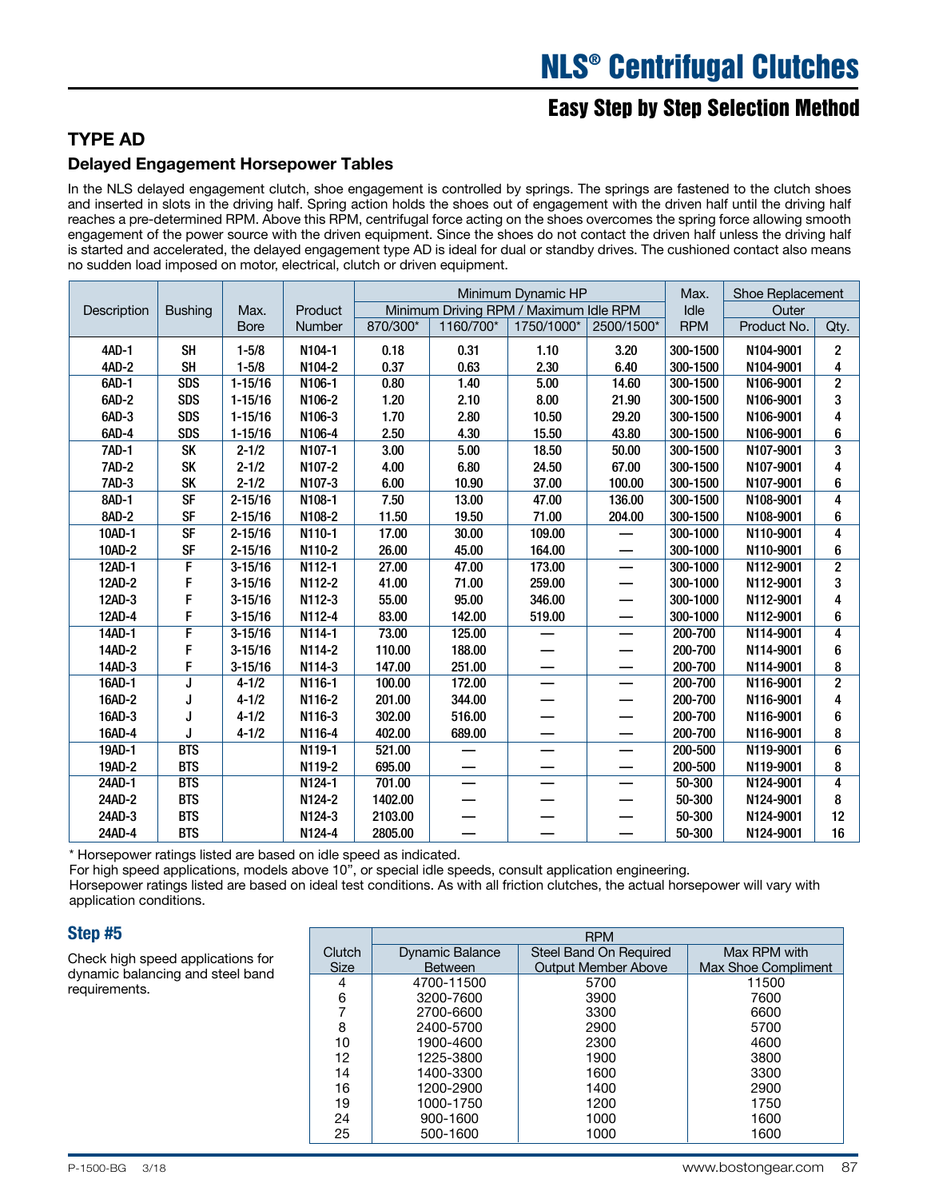# NLS® Centrifugal Clutches

## Easy Step by Step Selection Method

### TYPE AD

#### Delayed Engagement Horsepower Tables

In the NLS delayed engagement clutch, shoe engagement is controlled by springs. The springs are fastened to the clutch shoes and inserted in slots in the driving half. Spring action holds the shoes out of engagement with the driven half until the driving half reaches a pre-determined RPM. Above this RPM, centrifugal force acting on the shoes overcomes the spring force allowing smooth engagement of the power source with the driven equipment. Since the shoes do not contact the driven half unless the driving half is started and accelerated, the delayed engagement type AD is ideal for dual or standby drives. The cushioned contact also means no sudden load imposed on motor, electrical, clutch or driven equipment.

| Description | Bushing | Max. Bore | Product Number | Minimum Dynamic HP | | | | Max. Idle RPM | Shoe Replacement | |
|---|---|---|---|---|---|---|---|---|---|---|
| | | | | Minimum Driving RPM / Maximum Idle RPM | | | | | Outer | |
| | | | | 870/300* | 1160/700* | 1750/1000* | 2500/1500* | | Product No. | Qty. |
| 4AD-1 | SH | 1-5/8 | N104-1 | 0.18 | 0.31 | 1.10 | 3.20 | 300-1500 | N104-9001 | 2 |
| 4AD-2 | SH | 1-5/8 | N104-2 | 0.37 | 0.63 | 2.30 | 6.40 | 300-1500 | N104-9001 | 4 |
| 6AD-1 | SDS | 1-15/16 | N106-1 | 0.80 | 1.40 | 5.00 | 14.60 | 300-1500 | N106-9001 | 2 |
| 6AD-2 | SDS | 1-15/16 | N106-2 | 1.20 | 2.10 | 8.00 | 21.90 | 300-1500 | N106-9001 | 3 |
| 6AD-3 | SDS | 1-15/16 | N106-3 | 1.70 | 2.80 | 10.50 | 29.20 | 300-1500 | N106-9001 | 4 |
| 6AD-4 | SDS | 1-15/16 | N106-4 | 2.50 | 4.30 | 15.50 | 43.80 | 300-1500 | N106-9001 | 6 |
| 7AD-1 | SK | 2-1/2 | N107-1 | 3.00 | 5.00 | 18.50 | 50.00 | 300-1500 | N107-9001 | 3 |
| 7AD-2 | SK | 2-1/2 | N107-2 | 4.00 | 6.80 | 24.50 | 67.00 | 300-1500 | N107-9001 | 4 |
| 7AD-3 | SK | 2-1/2 | N107-3 | 6.00 | 10.90 | 37.00 | 100.00 | 300-1500 | N107-9001 | 6 |
| 8AD-1 | SF | 2-15/16 | N108-1 | 7.50 | 13.00 | 47.00 | 136.00 | 300-1500 | N108-9001 | 4 |
| 8AD-2 | SF | 2-15/16 | N108-2 | 11.50 | 19.50 | 71.00 | 204.00 | 300-1500 | N108-9001 | 6 |
| 10AD-1 | SF | 2-15/16 | N110-1 | 17.00 | 30.00 | 109.00 | — | 300-1000 | N110-9001 | 4 |
| 10AD-2 | SF | 2-15/16 | N110-2 | 26.00 | 45.00 | 164.00 | — | 300-1000 | N110-9001 | 6 |
| 12AD-1 | F | 3-15/16 | N112-1 | 27.00 | 47.00 | 173.00 | — | 300-1000 | N112-9001 | 2 |
| 12AD-2 | F | 3-15/16 | N112-2 | 41.00 | 71.00 | 259.00 | — | 300-1000 | N112-9001 | 3 |
| 12AD-3 | F | 3-15/16 | N112-3 | 55.00 | 95.00 | 346.00 | — | 300-1000 | N112-9001 | 4 |
| 12AD-4 | F | 3-15/16 | N112-4 | 83.00 | 142.00 | 519.00 | — | 300-1000 | N112-9001 | 6 |
| 14AD-1 | F | 3-15/16 | N114-1 | 73.00 | 125.00 | — | — | 200-700 | N114-9001 | 4 |
| 14AD-2 | F | 3-15/16 | N114-2 | 110.00 | 188.00 | — | — | 200-700 | N114-9001 | 6 |
| 14AD-3 | F | 3-15/16 | N114-3 | 147.00 | 251.00 | — | — | 200-700 | N114-9001 | 8 |
| 16AD-1 | J | 4-1/2 | N116-1 | 100.00 | 172.00 | — | — | 200-700 | N116-9001 | 2 |
| 16AD-2 | J | 4-1/2 | N116-2 | 201.00 | 344.00 | — | — | 200-700 | N116-9001 | 4 |
| 16AD-3 | J | 4-1/2 | N116-3 | 302.00 | 516.00 | — | — | 200-700 | N116-9001 | 6 |
| 16AD-4 | J | 4-1/2 | N116-4 | 402.00 | 689.00 | — | — | 200-700 | N116-9001 | 8 |
| 19AD-1 | BTS | | N119-1 | 521.00 | — | — | — | 200-500 | N119-9001 | 6 |
| 19AD-2 | BTS | | N119-2 | 695.00 | — | — | — | 200-500 | N119-9001 | 8 |
| 24AD-1 | BTS | | N124-1 | 701.00 | — | — | — | 50-300 | N124-9001 | 4 |
| 24AD-2 | BTS | | N124-2 | 1402.00 | — | — | — | 50-300 | N124-9001 | 8 |
| 24AD-3 | BTS | | N124-3 | 2103.00 | — | — | — | 50-300 | N124-9001 | 12 |
| 24AD-4 | BTS | | N124-4 | 2805.00 | — | — | — | 50-300 | N124-9001 | 16 |

* Horsepower ratings listed are based on idle speed as indicated.
For high speed applications, models above 10", or special idle speeds, consult application engineering.
Horsepower ratings listed are based on ideal test conditions. As with all friction clutches, the actual horsepower will vary with application conditions.

### Step #5

Check high speed applications for dynamic balancing and steel band requirements.

| Clutch Size | RPM | | |
|---|---|---|---|
| | Dynamic Balance Between | Steel Band On Required Output Member Above | Max RPM with Max Shoe Compliment |
| 4 | 4700-11500 | 5700 | 11500 |
| 6 | 3200-7600 | 3900 | 7600 |
| 7 | 2700-6600 | 3300 | 6600 |
| 8 | 2400-5700 | 2900 | 5700 |
| 10 | 1900-4600 | 2300 | 4600 |
| 12 | 1225-3800 | 1900 | 3800 |
| 14 | 1400-3300 | 1600 | 3300 |
| 16 | 1200-2900 | 1400 | 2900 |
| 19 | 1000-1750 | 1200 | 1750 |
| 24 | 900-1600 | 1000 | 1600 |
| 25 | 500-1600 | 1000 | 1600 |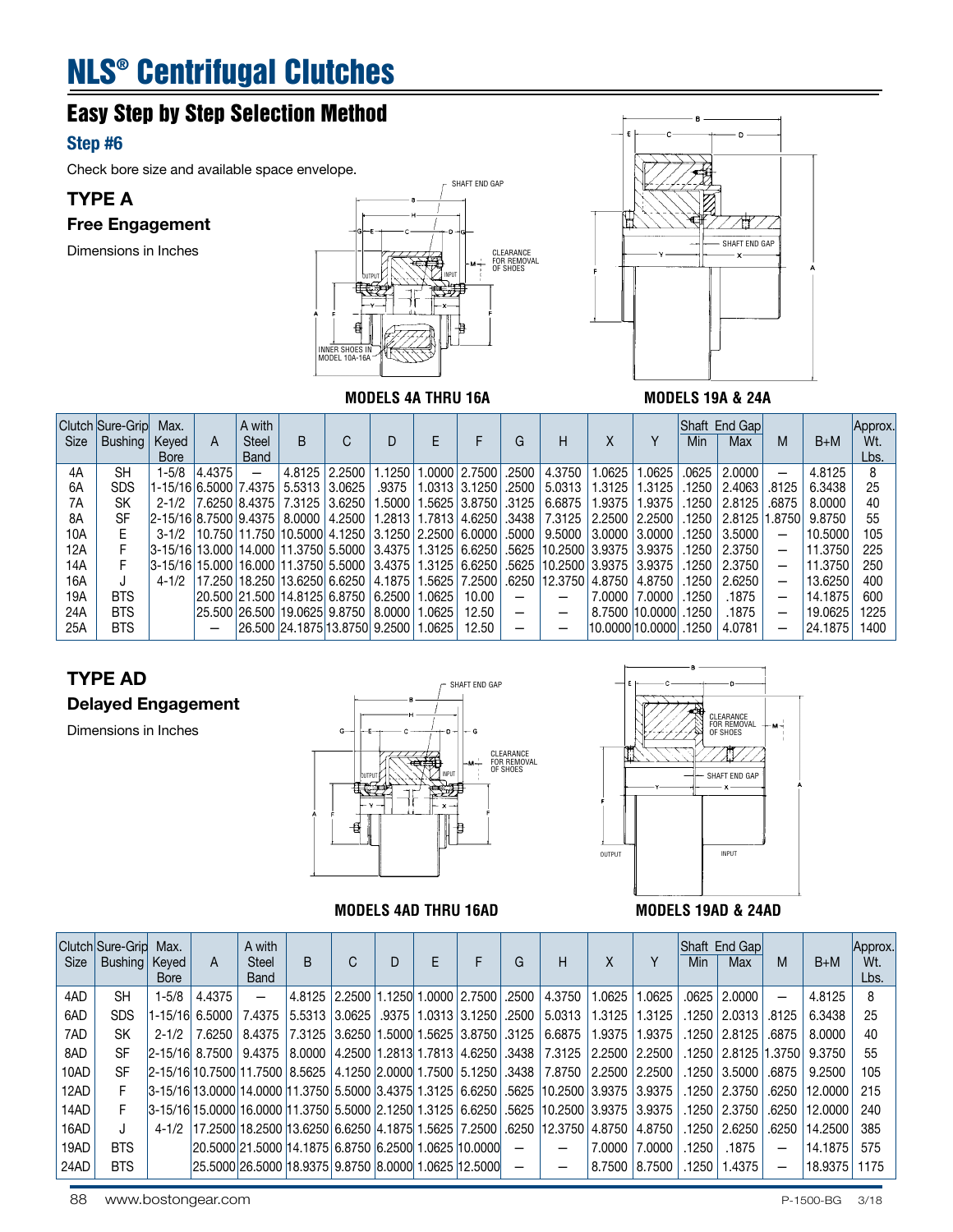# NLS® Centrifugal Clutches

## Easy Step by Step Selection Method

### Step #6

Check bore size and available space envelope.

### TYPE A

**Free Engagement**

Dimensions in Inches

MODELS 4A THRU 16A

MODELS 19A & 24A

| Clutch Size | Sure-Grip Bushing | Max. Keyed Bore | A | A with Steel Band | B | C | D | E | F | G | H | X | Y | Shaft End Gap Min | Shaft End Gap Max | M | B+M | Approx. Wt. Lbs. |
|---|---|---|---|---|---|---|---|---|---|---|---|---|---|---|---|---|---|---|
| 4A | SH | 1-5/8 | 4.4375 | – | 4.8125 | 2.2500 | 1.1250 | 1.0000 | 2.7500 | .2500 | 4.3750 | 1.0625 | 1.0625 | .0625 | 2.0000 | – | 4.8125 | 8 |
| 6A | SDS | 1-15/16 | 6.5000 | 7.4375 | 5.5313 | 3.0625 | .9375 | 1.0313 | 3.1250 | .2500 | 5.0313 | 1.3125 | 1.3125 | .1250 | 2.4063 | .8125 | 6.3438 | 25 |
| 7A | SK | 2-1/2 | 7.6250 | 8.4375 | 7.3125 | 3.6250 | 1.5000 | 1.5625 | 3.8750 | .3125 | 6.6875 | 1.9375 | 1.9375 | .1250 | 2.8125 | .6875 | 8.0000 | 40 |
| 8A | SF | 2-15/16 | 8.7500 | 9.4375 | 8.0000 | 4.2500 | 1.2813 | 1.7813 | 4.6250 | .3438 | 7.3125 | 2.2500 | 2.2500 | .1250 | 2.8125 | 1.8750 | 9.8750 | 55 |
| 10A | E | 3-1/2 | 10.750 | 11.750 | 10.5000 | 4.1250 | 3.1250 | 2.2500 | 6.0000 | .5000 | 9.5000 | 3.0000 | 3.0000 | .1250 | 3.5000 | – | 10.5000 | 105 |
| 12A | F | 3-15/16 | 13.000 | 14.000 | 11.3750 | 5.5000 | 3.4375 | 1.3125 | 6.6250 | .5625 | 10.2500 | 3.9375 | 3.9375 | .1250 | 2.3750 | – | 11.3750 | 225 |
| 14A | F | 3-15/16 | 15.000 | 16.000 | 11.3750 | 5.5000 | 3.4375 | 1.3125 | 6.6250 | .5625 | 10.2500 | 3.9375 | 3.9375 | .1250 | 2.3750 | – | 11.3750 | 250 |
| 16A | J | 4-1/2 | 17.250 | 18.250 | 13.6250 | 6.6250 | 4.1875 | 1.5625 | 7.2500 | .6250 | 12.3750 | 4.8750 | 4.8750 | .1250 | 2.6250 | – | 13.6250 | 400 |
| 19A | BTS | | 20.500 | 21.500 | 14.8125 | 6.8750 | 6.2500 | 1.0625 | 10.00 | – | – | 7.0000 | 7.0000 | .1250 | .1875 | – | 14.1875 | 600 |
| 24A | BTS | | 25.500 | 26.500 | 19.0625 | 9.8750 | 8.0000 | 1.0625 | 12.50 | – | – | 8.7500 | 10.0000 | .1250 | .1875 | – | 19.0625 | 1225 |
| 25A | BTS | | – | 26.500 | 24.1875 | 13.8750 | 9.2500 | 1.0625 | 12.50 | – | – | 10.0000 | 10.0000 | .1250 | 4.0781 | – | 24.1875 | 1400 |

### TYPE AD

**Delayed Engagement**

Dimensions in Inches

MODELS 4AD THRU 16AD

MODELS 19AD & 24AD

| Clutch Size | Sure-Grip Bushing | Max. Keyed Bore | A | A with Steel Band | B | C | D | E | F | G | H | X | Y | Shaft End Gap Min | Shaft End Gap Max | M | B+M | Approx. Wt. Lbs. |
|---|---|---|---|---|---|---|---|---|---|---|---|---|---|---|---|---|---|---|
| 4AD | SH | 1-5/8 | 4.4375 | – | 4.8125 | 2.2500 | 1.1250 | 1.0000 | 2.7500 | .2500 | 4.3750 | 1.0625 | 1.0625 | .0625 | 2.0000 | – | 4.8125 | 8 |
| 6AD | SDS | 1-15/16 | 6.5000 | 7.4375 | 5.5313 | 3.0625 | .9375 | 1.0313 | 3.1250 | .2500 | 5.0313 | 1.3125 | 1.3125 | .1250 | 2.0313 | .8125 | 6.3438 | 25 |
| 7AD | SK | 2-1/2 | 7.6250 | 8.4375 | 7.3125 | 3.6250 | 1.5000 | 1.5625 | 3.8750 | .3125 | 6.6875 | 1.9375 | 1.9375 | .1250 | 2.8125 | .6875 | 8.0000 | 40 |
| 8AD | SF | 2-15/16 | 8.7500 | 9.4375 | 8.0000 | 4.2500 | 1.2813 | 1.7813 | 4.6250 | .3438 | 7.3125 | 2.2500 | 2.2500 | .1250 | 2.8125 | 1.3750 | 9.3750 | 55 |
| 10AD | SF | 2-15/16 | 10.7500 | 11.7500 | 8.5625 | 4.1250 | 2.0000 | 1.7500 | 5.1250 | .3438 | 7.8750 | 2.2500 | 2.2500 | .1250 | 3.5000 | .6875 | 9.2500 | 105 |
| 12AD | F | 3-15/16 | 13.0000 | 14.0000 | 11.3750 | 5.5000 | 3.4375 | 1.3125 | 6.6250 | .5625 | 10.2500 | 3.9375 | 3.9375 | .1250 | 2.3750 | .6250 | 12.0000 | 215 |
| 14AD | F | 3-15/16 | 15.0000 | 16.0000 | 11.3750 | 5.5000 | 2.1250 | 1.3125 | 6.6250 | .5625 | 10.2500 | 3.9375 | 3.9375 | .1250 | 2.3750 | .6250 | 12.0000 | 240 |
| 16AD | J | 4-1/2 | 17.2500 | 18.2500 | 13.6250 | 6.6250 | 4.1875 | 1.5625 | 7.2500 | .6250 | 12.3750 | 4.8750 | 4.8750 | .1250 | 2.6250 | .6250 | 14.2500 | 385 |
| 19AD | BTS | | 20.5000 | 21.5000 | 14.1875 | 6.8750 | 6.2500 | 1.0625 | 10.0000 | – | – | 7.0000 | 7.0000 | .1250 | .1875 | – | 14.1875 | 575 |
| 24AD | BTS | | 25.5000 | 26.5000 | 18.9375 | 9.8750 | 8.0000 | 1.0625 | 12.5000 | – | – | 8.7500 | 8.7500 | .1250 | 1.4375 | – | 18.9375 | 1175 |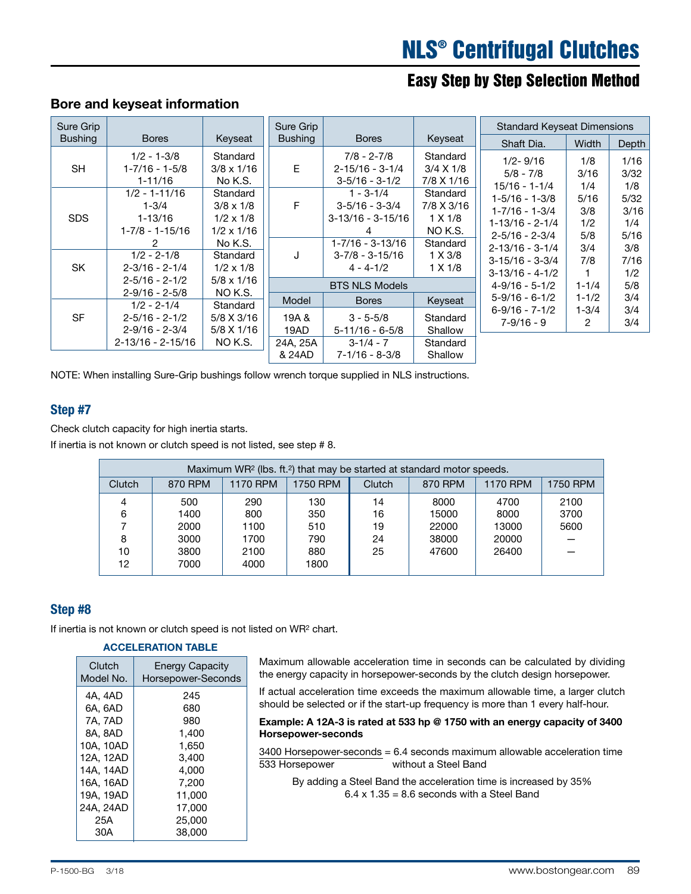# NLS® Centrifugal Clutches

## Easy Step by Step Selection Method

### Bore and keyseat information

| Sure Grip Bushing | Bores | Keyseat |
|---|---|---|
| SH | 1/2 - 1-3/8<br>1-7/16 - 1-5/8<br>1-11/16 | Standard<br>3/8 x 1/16<br>No K.S. |
| SDS | 1/2 - 1-11/16<br>1-3/4<br>1-13/16<br>1-7/8 - 1-15/16<br>2 | Standard<br>3/8 x 1/8<br>1/2 x 1/8<br>1/2 x 1/16<br>No K.S. |
| SK | 1/2 - 2-1/8<br>2-3/16 - 2-1/4<br>2-5/16 - 2-1/2<br>2-9/16 - 2-5/8 | Standard<br>1/2 x 1/8<br>5/8 x 1/16<br>NO K.S. |
| SF | 1/2 - 2-1/4<br>2-5/16 - 2-1/2<br>2-9/16 - 2-3/4<br>2-13/16 - 2-15/16 | Standard<br>5/8 X 3/16<br>5/8 X 1/16<br>NO K.S. |

| Sure Grip Bushing | Bores | Keyseat |
|---|---|---|
| E | 7/8 - 2-7/8<br>2-15/16 - 3-1/4<br>3-5/16 - 3-1/2 | Standard<br>3/4 X 1/8<br>7/8 X 1/16 |
| F | 1 - 3-1/4<br>3-5/16 - 3-3/4<br>3-13/16 - 3-15/16<br>4 | Standard<br>7/8 X 3/16<br>1 X 1/8<br>NO K.S. |
| J | 1-7/16 - 3-13/16<br>3-7/8 - 3-15/16<br>4 - 4-1/2 | Standard<br>1 X 3/8<br>1 X 1/8 |

| BTS NLS Models | | |
|---|---|---|
| Model | Bores | Keyseat |
| 19A & 19AD | 3 - 5-5/8<br>5-11/16 - 6-5/8 | Standard<br>Shallow |
| 24A, 25A & 24AD | 3-1/4 - 7<br>7-1/16 - 8-3/8 | Standard<br>Shallow |

| Standard Keyseat Dimensions | | |
|---|---|---|
| Shaft Dia. | Width | Depth |
| 1/2- 9/16 | 1/8 | 1/16 |
| 5/8 - 7/8 | 3/16 | 3/32 |
| 15/16 - 1-1/4 | 1/4 | 1/8 |
| 1-5/16 - 1-3/8 | 5/16 | 5/32 |
| 1-7/16 - 1-3/4 | 3/8 | 3/16 |
| 1-13/16 - 2-1/4 | 1/2 | 1/4 |
| 2-5/16 - 2-3/4 | 5/8 | 5/16 |
| 2-13/16 - 3-1/4 | 3/4 | 3/8 |
| 3-15/16 - 3-3/4 | 7/8 | 7/16 |
| 3-13/16 - 4-1/2 | 1 | 1/2 |
| 4-9/16 - 5-1/2 | 1-1/4 | 5/8 |
| 5-9/16 - 6-1/2 | 1-1/2 | 3/4 |
| 6-9/16 - 7-1/2 | 1-3/4 | 3/4 |
| 7-9/16 - 9 | 2 | 3/4 |

NOTE: When installing Sure-Grip bushings follow wrench torque supplied in NLS instructions.

### Step #7

Check clutch capacity for high inertia starts.

If inertia is not known or clutch speed is not listed, see step # 8.

| Maximum $WR^2$ (lbs. ft.$^2$) that may be started at standard motor speeds. | | | | | | | |
|---|---|---|---|---|---|---|---|
| Clutch | 870 RPM | 1170 RPM | 1750 RPM | Clutch | 870 RPM | 1170 RPM | 1750 RPM |
| 4 | 500 | 290 | 130 | 14 | 8000 | 4700 | 2100 |
| 6 | 1400 | 800 | 350 | 16 | 15000 | 8000 | 3700 |
| 7 | 2000 | 1100 | 510 | 19 | 22000 | 13000 | 5600 |
| 8 | 3000 | 1700 | 790 | 24 | 38000 | 20000 | — |
| 10 | 3800 | 2100 | 880 | 25 | 47600 | 26400 | — |
| 12 | 7000 | 4000 | 1800 | | | | |

### Step #8

If inertia is not known or clutch speed is not listed on $WR^2$ chart.

**ACCELERATION TABLE**

| Clutch Model No. | Energy Capacity Horsepower-Seconds |
|---|---|
| 4A, 4AD | 245 |
| 6A, 6AD | 680 |
| 7A, 7AD | 980 |
| 8A, 8AD | 1,400 |
| 10A, 10AD | 1,650 |
| 12A, 12AD | 3,400 |
| 14A, 14AD | 4,000 |
| 16A, 16AD | 7,200 |
| 19A, 19AD | 11,000 |
| 24A, 24AD | 17,000 |
| 25A | 25,000 |
| 30A | 38,000 |

Maximum allowable acceleration time in seconds can be calculated by dividing the energy capacity in horsepower-seconds by the clutch design horsepower.

If actual acceleration time exceeds the maximum allowable time, a larger clutch should be selected or if the start-up frequency is more than 1 every half-hour.

**Example: A 12A-3 is rated at 533 hp @ 1750 with an energy capacity of 3400 Horsepower-seconds**

$$\frac{3400 \text{ Horsepower-seconds}}{533 \text{ Horsepower}} = 6.4 \text{ seconds maximum allowable acceleration time without a Steel Band}$$

By adding a Steel Band the acceleration time is increased by 35%

6.4 x 1.35 = 8.6 seconds with a Steel Band